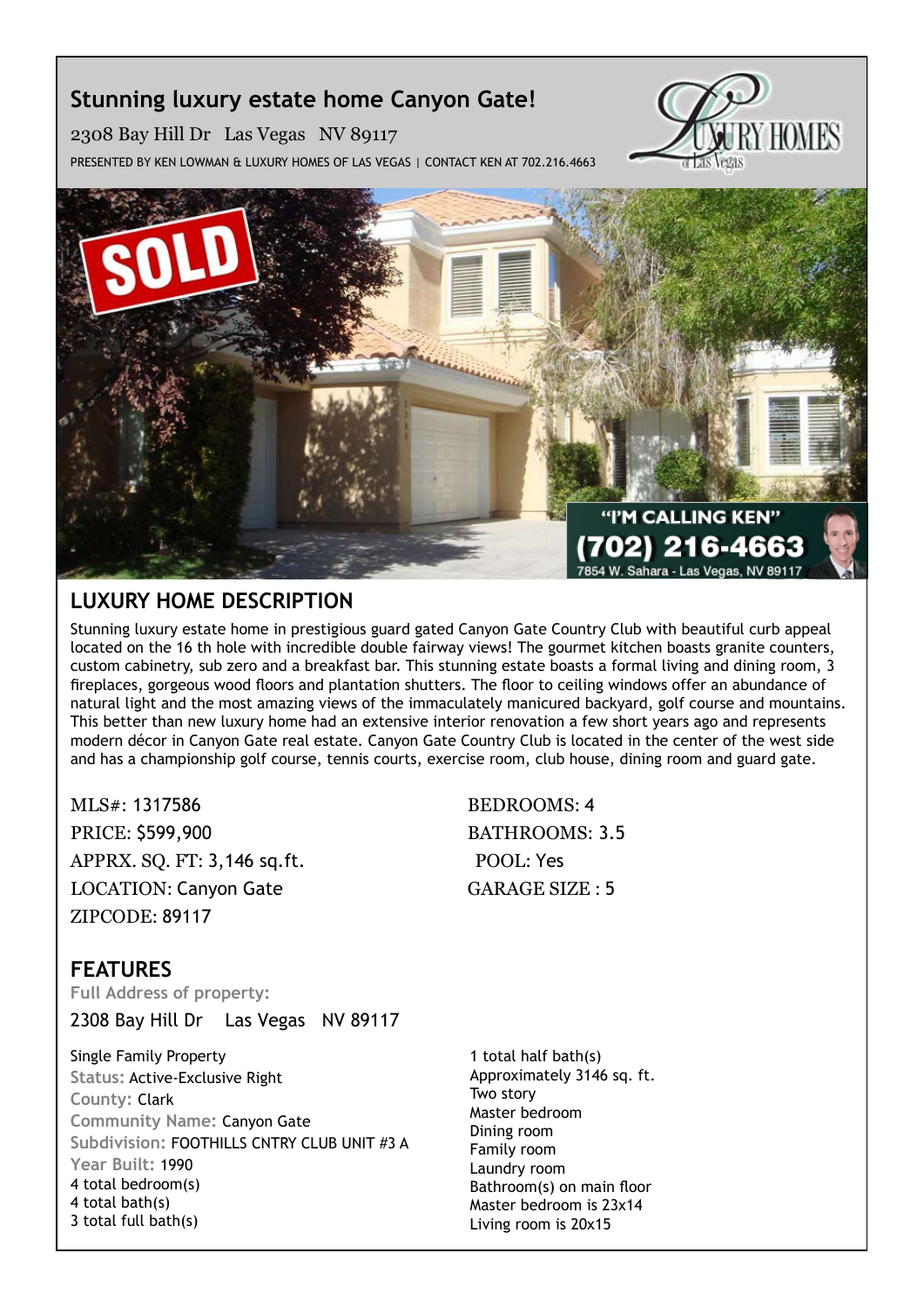# Stunning luxury estate home Canyon Gate!

2308 Bay Hill Dr   Las Vegas   NV 89117

PRESENTED BY KEN LOWMAN & LUXURY HOMES OF LAS VEGAS | CONTACT KEN AT 702.216.4663

## LUXURY HOME DESCRIPTION

Stunning luxury estate home in prestigious guard gated Canyon Gate Country Club with beautiful curb appeal located on the 16 th hole with incredible double fairway views! The gourmet kitchen boasts granite counters, custom cabinetry, sub zero and a breakfast bar. This stunning estate boasts a formal living and dining room, 3 fireplaces, gorgeous wood floors and plantation shutters. The floor to ceiling windows offer an abundance of natural light and the most amazing views of the immaculately manicured backyard, golf course and mountains. This better than new luxury home had an extensive interior renovation a few short years ago and represents modern décor in Canyon Gate real estate. Canyon Gate Country Club is located in the center of the west side and has a championship golf course, tennis courts, exercise room, club house, dining room and guard gate.

MLS#: 1317586
PRICE: $599,900
APPRX. SQ. FT: 3,146 sq.ft.
LOCATION: Canyon Gate
ZIPCODE: 89117

BEDROOMS: 4
BATHROOMS: 3.5
POOL: Yes
GARAGE SIZE : 5

## FEATURES

**Full Address of property:**

2308 Bay Hill Dr   Las Vegas   NV 89117

Single Family Property
**Status:** Active-Exclusive Right
**County:** Clark
**Community Name:** Canyon Gate
**Subdivision:** FOOTHILLS CNTRY CLUB UNIT #3 A
**Year Built:** 1990
4 total bedroom(s)
4 total bath(s)
3 total full bath(s)
1 total half bath(s)
Approximately 3146 sq. ft.
Two story
Master bedroom
Dining room
Family room
Laundry room
Bathroom(s) on main floor
Master bedroom is 23x14
Living room is 20x15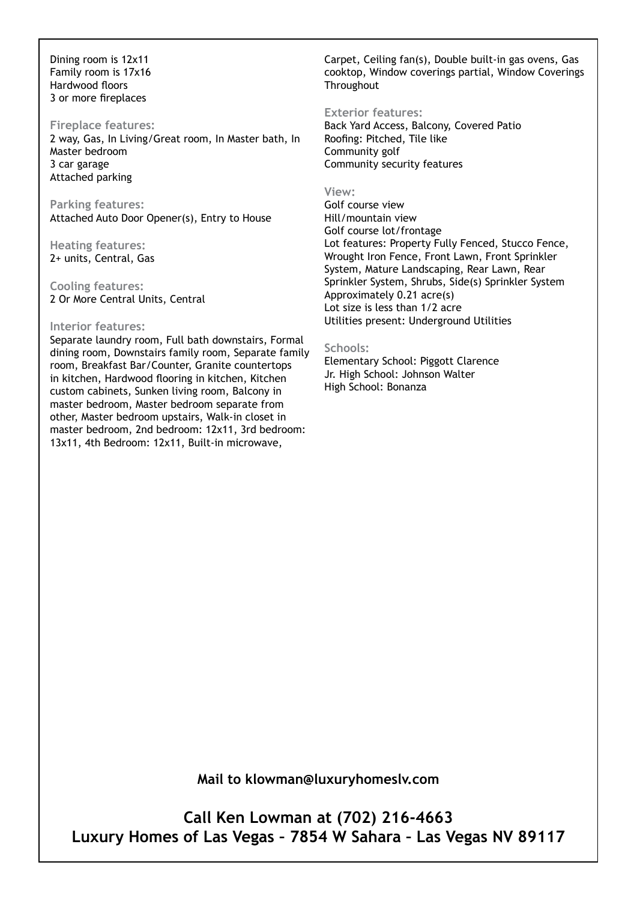Dining room is 12x11
Family room is 17x16
Hardwood floors
3 or more fireplaces

**Fireplace features:**
2 way, Gas, In Living/Great room, In Master bath, In Master bedroom
3 car garage
Attached parking

**Parking features:**
Attached Auto Door Opener(s), Entry to House

**Heating features:**
2+ units, Central, Gas

**Cooling features:**
2 Or More Central Units, Central

**Interior features:**
Separate laundry room, Full bath downstairs, Formal dining room, Downstairs family room, Separate family room, Breakfast Bar/Counter, Granite countertops in kitchen, Hardwood flooring in kitchen, Kitchen custom cabinets, Sunken living room, Balcony in master bedroom, Master bedroom separate from other, Master bedroom upstairs, Walk-in closet in master bedroom, 2nd bedroom: 12x11, 3rd bedroom: 13x11, 4th Bedroom: 12x11, Built-in microwave, Carpet, Ceiling fan(s), Double built-in gas ovens, Gas cooktop, Window coverings partial, Window Coverings Throughout

**Exterior features:**
Back Yard Access, Balcony, Covered Patio
Roofing: Pitched, Tile like
Community golf
Community security features

**View:**
Golf course view
Hill/mountain view
Golf course lot/frontage
Lot features: Property Fully Fenced, Stucco Fence, Wrought Iron Fence, Front Lawn, Front Sprinkler System, Mature Landscaping, Rear Lawn, Rear Sprinkler System, Shrubs, Side(s) Sprinkler System
Approximately 0.21 acre(s)
Lot size is less than 1/2 acre
Utilities present: Underground Utilities

**Schools:**
Elementary School: Piggott Clarence
Jr. High School: Johnson Walter
High School: Bonanza

**Mail to klowman@luxuryhomeslv.com**

**Call Ken Lowman at (702) 216-4663**
**Luxury Homes of Las Vegas – 7854 W Sahara – Las Vegas NV 89117**